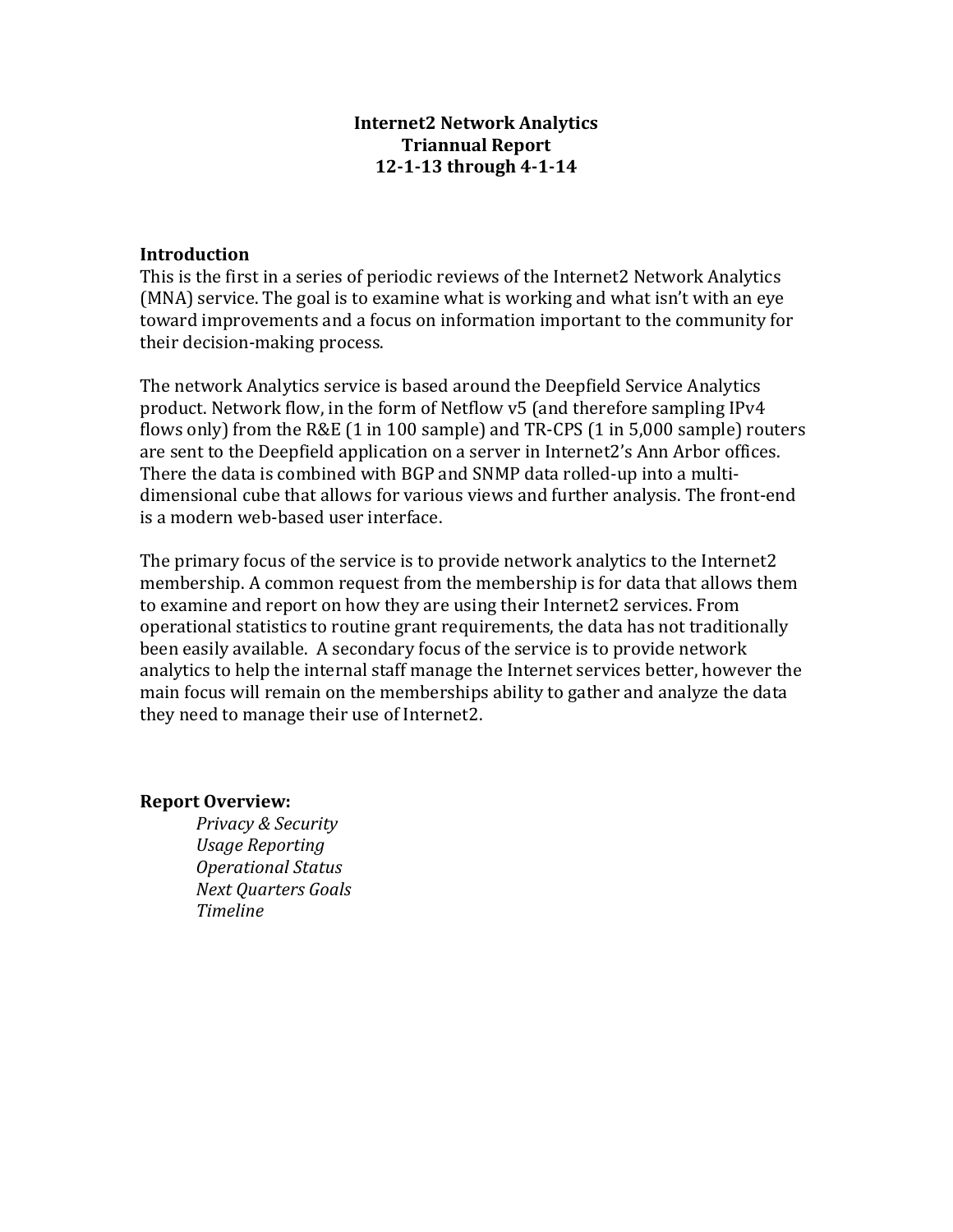**Internet2 Network Analytics**
**Triannual Report**
**12-1-13 through 4-1-14**

## Introduction

This is the first in a series of periodic reviews of the Internet2 Network Analytics (MNA) service. The goal is to examine what is working and what isn't with an eye toward improvements and a focus on information important to the community for their decision-making process.

The network Analytics service is based around the Deepfield Service Analytics product. Network flow, in the form of Netflow v5 (and therefore sampling IPv4 flows only) from the R&E (1 in 100 sample) and TR-CPS (1 in 5,000 sample) routers are sent to the Deepfield application on a server in Internet2's Ann Arbor offices. There the data is combined with BGP and SNMP data rolled-up into a multi-dimensional cube that allows for various views and further analysis. The front-end is a modern web-based user interface.

The primary focus of the service is to provide network analytics to the Internet2 membership. A common request from the membership is for data that allows them to examine and report on how they are using their Internet2 services. From operational statistics to routine grant requirements, the data has not traditionally been easily available. A secondary focus of the service is to provide network analytics to help the internal staff manage the Internet services better, however the main focus will remain on the memberships ability to gather and analyze the data they need to manage their use of Internet2.

## Report Overview:

- *Privacy & Security*
- *Usage Reporting*
- *Operational Status*
- *Next Quarters Goals*
- *Timeline*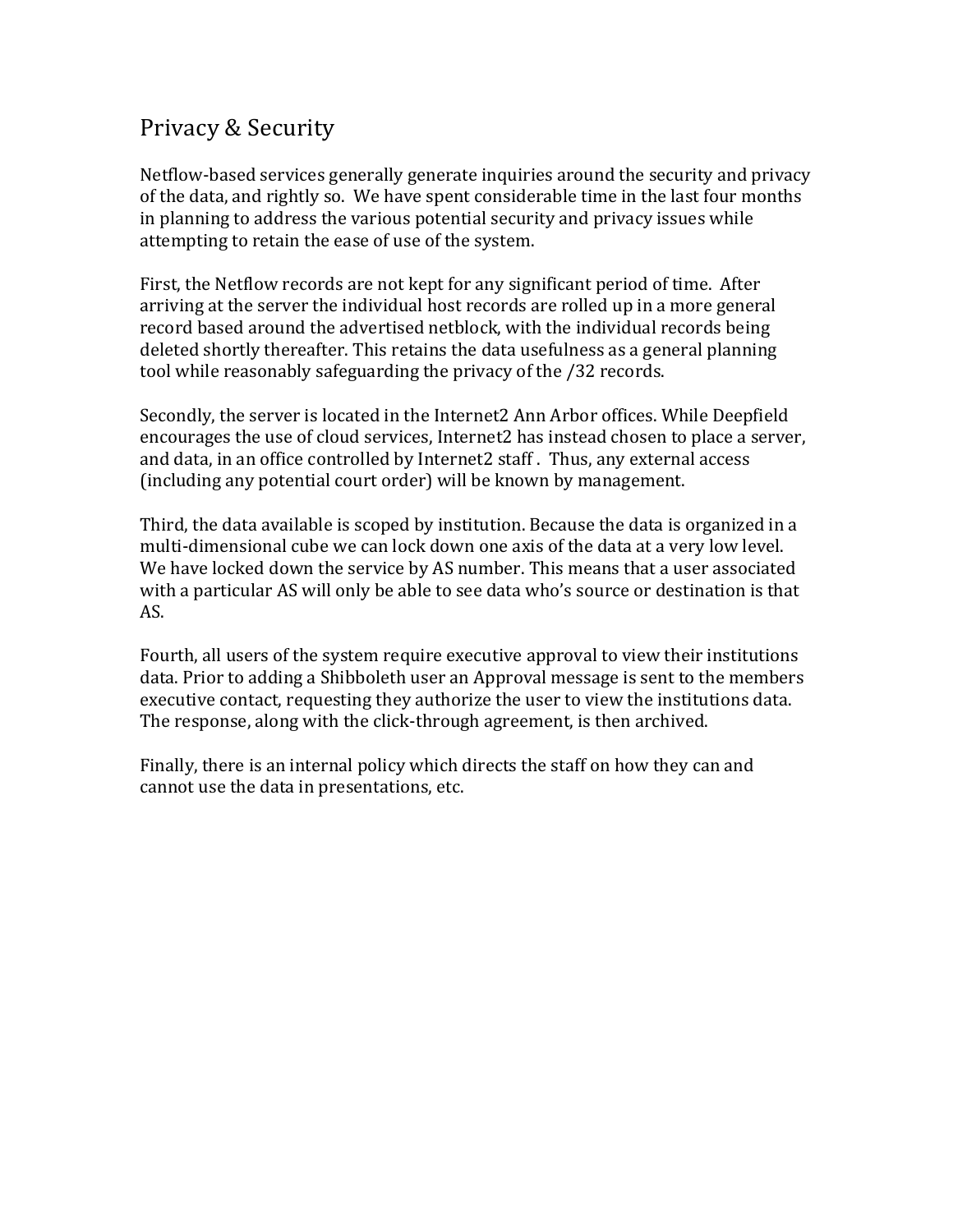## Privacy & Security

Netflow-based services generally generate inquiries around the security and privacy of the data, and rightly so. We have spent considerable time in the last four months in planning to address the various potential security and privacy issues while attempting to retain the ease of use of the system.

First, the Netflow records are not kept for any significant period of time. After arriving at the server the individual host records are rolled up in a more general record based around the advertised netblock, with the individual records being deleted shortly thereafter. This retains the data usefulness as a general planning tool while reasonably safeguarding the privacy of the /32 records.

Secondly, the server is located in the Internet2 Ann Arbor offices. While Deepfield encourages the use of cloud services, Internet2 has instead chosen to place a server, and data, in an office controlled by Internet2 staff . Thus, any external access (including any potential court order) will be known by management.

Third, the data available is scoped by institution. Because the data is organized in a multi-dimensional cube we can lock down one axis of the data at a very low level. We have locked down the service by AS number. This means that a user associated with a particular AS will only be able to see data who's source or destination is that AS.

Fourth, all users of the system require executive approval to view their institutions data. Prior to adding a Shibboleth user an Approval message is sent to the members executive contact, requesting they authorize the user to view the institutions data. The response, along with the click-through agreement, is then archived.

Finally, there is an internal policy which directs the staff on how they can and cannot use the data in presentations, etc.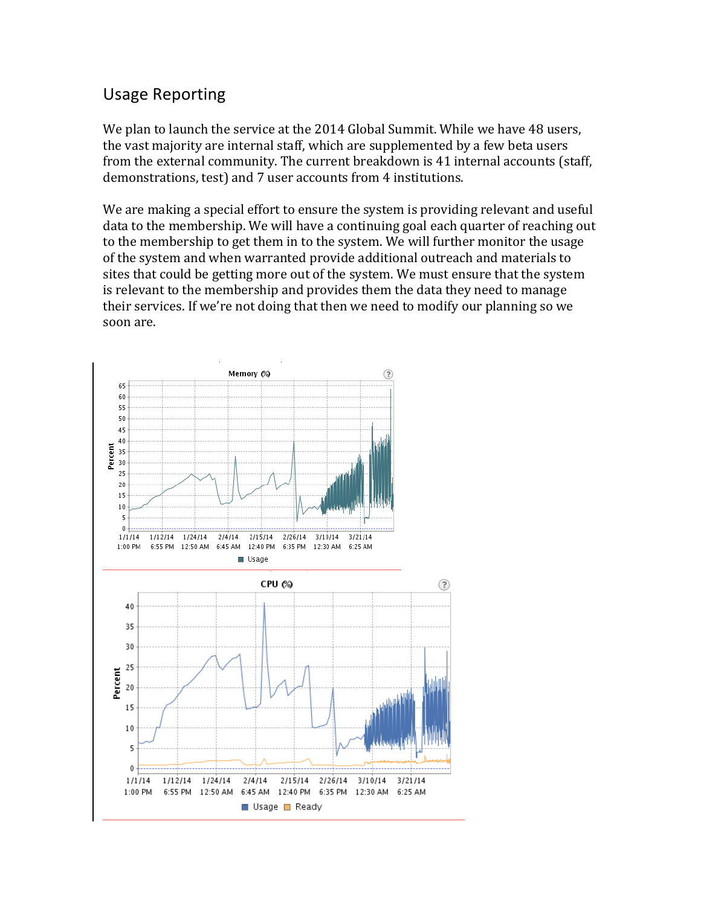## Usage Reporting

We plan to launch the service at the 2014 Global Summit. While we have 48 users, the vast majority are internal staff, which are supplemented by a few beta users from the external community. The current breakdown is 41 internal accounts (staff, demonstrations, test) and 7 user accounts from 4 institutions.

We are making a special effort to ensure the system is providing relevant and useful data to the membership. We will have a continuing goal each quarter of reaching out to the membership to get them in to the system. We will further monitor the usage of the system and when warranted provide additional outreach and materials to sites that could be getting more out of the system. We must ensure that the system is relevant to the membership and provides them the data they need to manage their services. If we're not doing that then we need to modify our planning so we soon are.

Memory (%)

Percent

65
60
55
50
45
40
35
30
25
20
15
10
5
0

1/1/14 1:00 PM
1/12/14 6:55 PM
1/24/14 12:50 AM
2/4/14 6:45 AM
2/15/14 12:40 PM
2/26/14 6:35 PM
3/10/14 12:30 AM
3/21/14 6:25 AM

Usage

CPU (%)

Percent

40
35
30
25
20
15
10
5
0

1/1/14 1:00 PM
1/12/14 6:55 PM
1/24/14 12:50 AM
2/4/14 6:45 AM
2/15/14 12:40 PM
2/26/14 6:35 PM
3/10/14 12:30 AM
3/21/14 6:25 AM

Usage Ready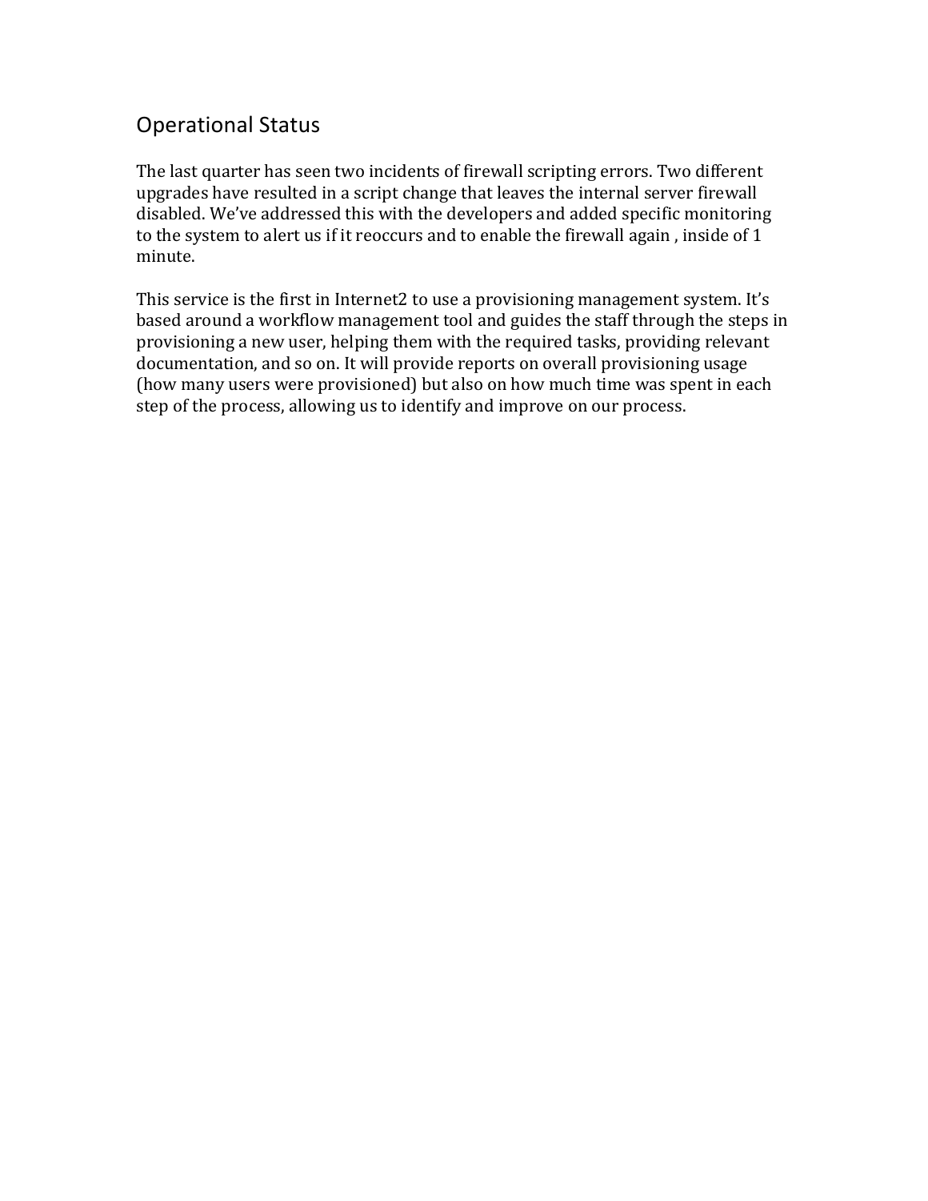## Operational Status

The last quarter has seen two incidents of firewall scripting errors. Two different upgrades have resulted in a script change that leaves the internal server firewall disabled. We've addressed this with the developers and added specific monitoring to the system to alert us if it reoccurs and to enable the firewall again , inside of 1 minute.

This service is the first in Internet2 to use a provisioning management system. It's based around a workflow management tool and guides the staff through the steps in provisioning a new user, helping them with the required tasks, providing relevant documentation, and so on. It will provide reports on overall provisioning usage (how many users were provisioned) but also on how much time was spent in each step of the process, allowing us to identify and improve on our process.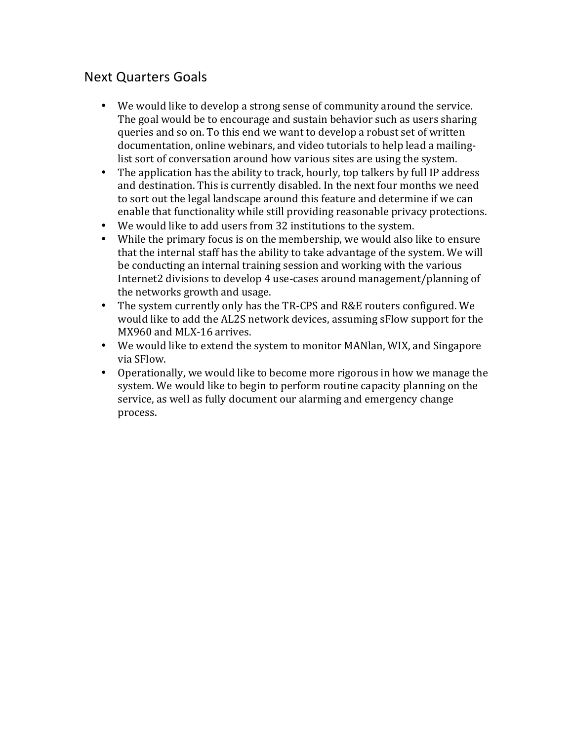## Next Quarters Goals

- We would like to develop a strong sense of community around the service. The goal would be to encourage and sustain behavior such as users sharing queries and so on. To this end we want to develop a robust set of written documentation, online webinars, and video tutorials to help lead a mailing-list sort of conversation around how various sites are using the system.
- The application has the ability to track, hourly, top talkers by full IP address and destination. This is currently disabled. In the next four months we need to sort out the legal landscape around this feature and determine if we can enable that functionality while still providing reasonable privacy protections.
- We would like to add users from 32 institutions to the system.
- While the primary focus is on the membership, we would also like to ensure that the internal staff has the ability to take advantage of the system. We will be conducting an internal training session and working with the various Internet2 divisions to develop 4 use-cases around management/planning of the networks growth and usage.
- The system currently only has the TR-CPS and R&E routers configured. We would like to add the AL2S network devices, assuming sFlow support for the MX960 and MLX-16 arrives.
- We would like to extend the system to monitor MANlan, WIX, and Singapore via SFlow.
- Operationally, we would like to become more rigorous in how we manage the system. We would like to begin to perform routine capacity planning on the service, as well as fully document our alarming and emergency change process.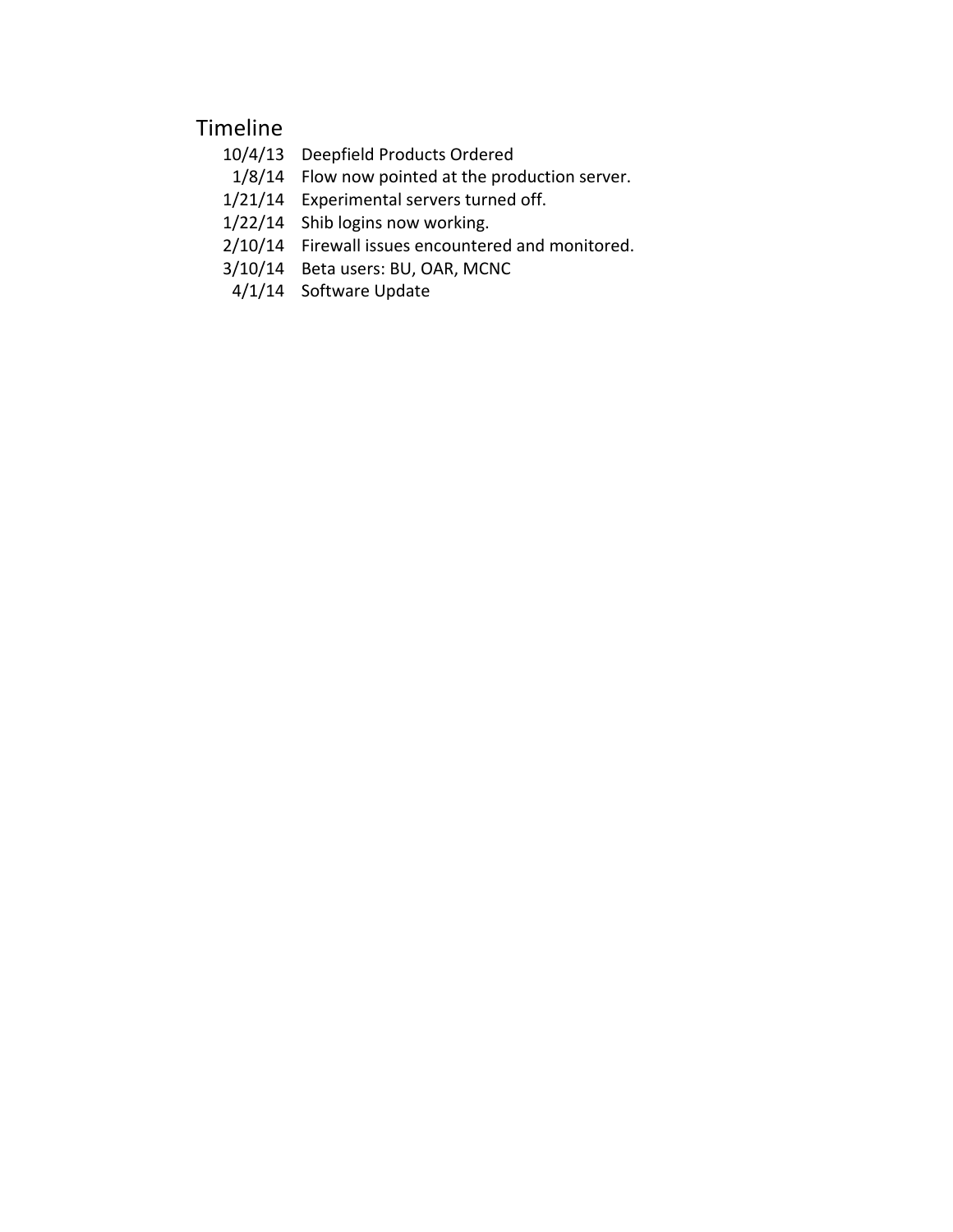## Timeline

| | |
|---|---|
| 10/4/13 | Deepfield Products Ordered |
| 1/8/14 | Flow now pointed at the production server. |
| 1/21/14 | Experimental servers turned off. |
| 1/22/14 | Shib logins now working. |
| 2/10/14 | Firewall issues encountered and monitored. |
| 3/10/14 | Beta users: BU, OAR, MCNC |
| 4/1/14 | Software Update |